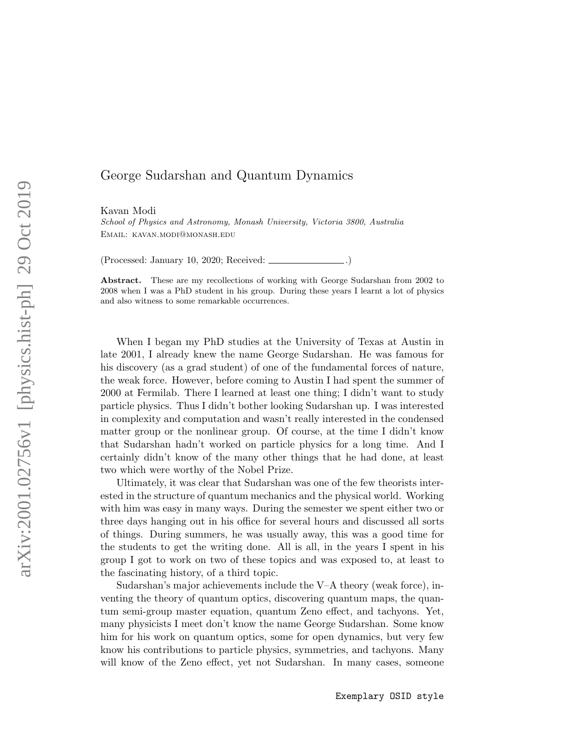# George Sudarshan and Quantum Dynamics

Kavan Modi

*School of Physics and Astronomy, Monash University, Victoria 3800, Australia*

Email: kavan.modi@monash.edu

(Processed: January 10, 2020; Received: ______________.)

**Abstract.** These are my recollections of working with George Sudarshan from 2002 to 2008 when I was a PhD student in his group. During these years I learnt a lot of physics and also witness to some remarkable occurrences.

When I began my PhD studies at the University of Texas at Austin in late 2001, I already knew the name George Sudarshan. He was famous for his discovery (as a grad student) of one of the fundamental forces of nature, the weak force. However, before coming to Austin I had spent the summer of 2000 at Fermilab. There I learned at least one thing; I didn't want to study particle physics. Thus I didn't bother looking Sudarshan up. I was interested in complexity and computation and wasn't really interested in the condensed matter group or the nonlinear group. Of course, at the time I didn't know that Sudarshan hadn't worked on particle physics for a long time. And I certainly didn't know of the many other things that he had done, at least two which were worthy of the Nobel Prize.

Ultimately, it was clear that Sudarshan was one of the few theorists interested in the structure of quantum mechanics and the physical world. Working with him was easy in many ways. During the semester we spent either two or three days hanging out in his office for several hours and discussed all sorts of things. During summers, he was usually away, this was a good time for the students to get the writing done. All is all, in the years I spent in his group I got to work on two of these topics and was exposed to, at least to the fascinating history, of a third topic.

Sudarshan's major achievements include the V–A theory (weak force), inventing the theory of quantum optics, discovering quantum maps, the quantum semi-group master equation, quantum Zeno effect, and tachyons. Yet, many physicists I meet don't know the name George Sudarshan. Some know him for his work on quantum optics, some for open dynamics, but very few know his contributions to particle physics, symmetries, and tachyons. Many will know of the Zeno effect, yet not Sudarshan. In many cases, someone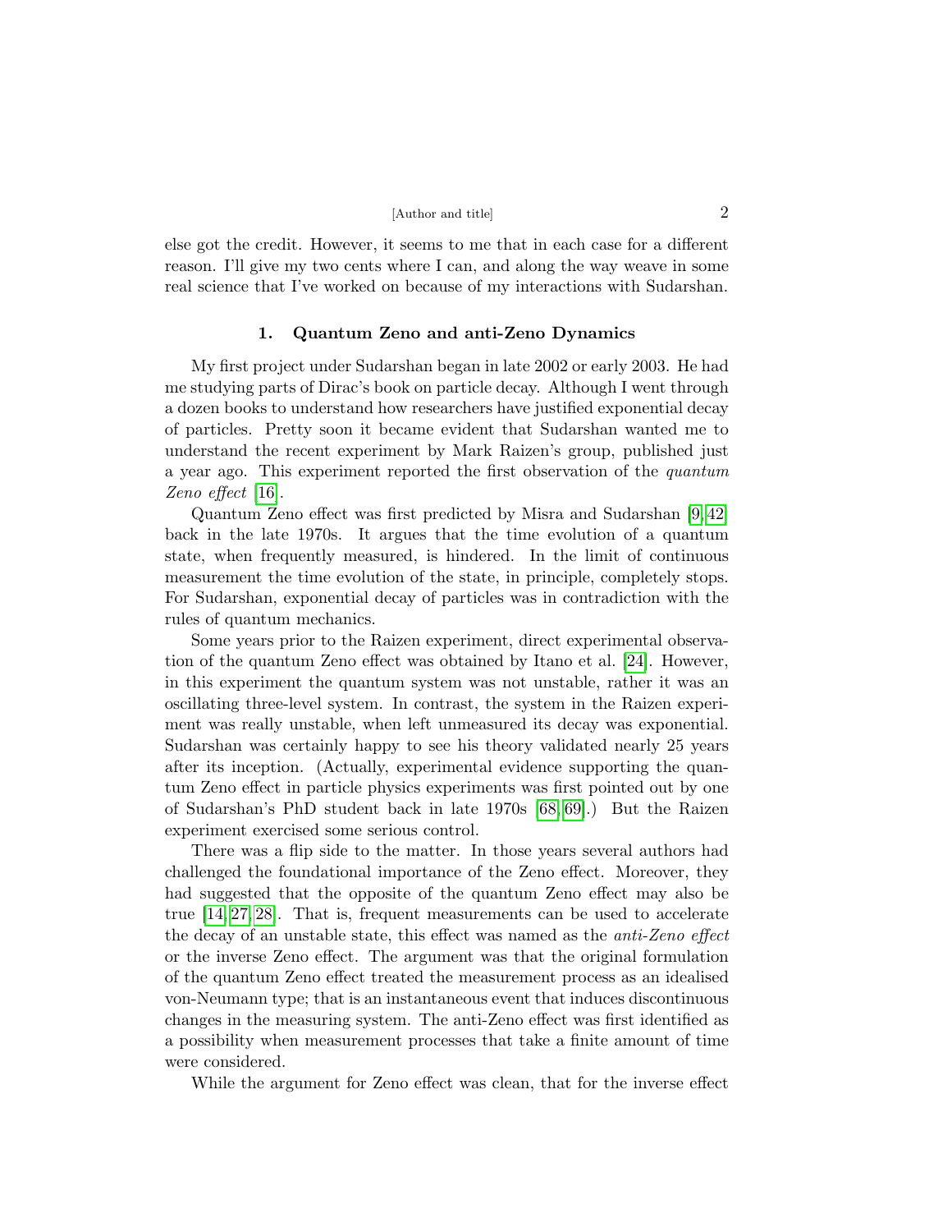else got the credit. However, it seems to me that in each case for a different reason. I'll give my two cents where I can, and along the way weave in some real science that I've worked on because of my interactions with Sudarshan.

## 1. Quantum Zeno and anti-Zeno Dynamics

My first project under Sudarshan began in late 2002 or early 2003. He had me studying parts of Dirac's book on particle decay. Although I went through a dozen books to understand how researchers have justified exponential decay of particles. Pretty soon it became evident that Sudarshan wanted me to understand the recent experiment by Mark Raizen's group, published just a year ago. This experiment reported the first observation of the *quantum Zeno effect* [16].

Quantum Zeno effect was first predicted by Misra and Sudarshan [9,42] back in the late 1970s. It argues that the time evolution of a quantum state, when frequently measured, is hindered. In the limit of continuous measurement the time evolution of the state, in principle, completely stops. For Sudarshan, exponential decay of particles was in contradiction with the rules of quantum mechanics.

Some years prior to the Raizen experiment, direct experimental observation of the quantum Zeno effect was obtained by Itano et al. [24]. However, in this experiment the quantum system was not unstable, rather it was an oscillating three-level system. In contrast, the system in the Raizen experiment was really unstable, when left unmeasured its decay was exponential. Sudarshan was certainly happy to see his theory validated nearly 25 years after its inception. (Actually, experimental evidence supporting the quantum Zeno effect in particle physics experiments was first pointed out by one of Sudarshan's PhD student back in late 1970s [68,69].) But the Raizen experiment exercised some serious control.

There was a flip side to the matter. In those years several authors had challenged the foundational importance of the Zeno effect. Moreover, they had suggested that the opposite of the quantum Zeno effect may also be true [14,27,28]. That is, frequent measurements can be used to accelerate the decay of an unstable state, this effect was named as the *anti-Zeno effect* or the inverse Zeno effect. The argument was that the original formulation of the quantum Zeno effect treated the measurement process as an idealised von-Neumann type; that is an instantaneous event that induces discontinuous changes in the measuring system. The anti-Zeno effect was first identified as a possibility when measurement processes that take a finite amount of time were considered.

While the argument for Zeno effect was clean, that for the inverse effect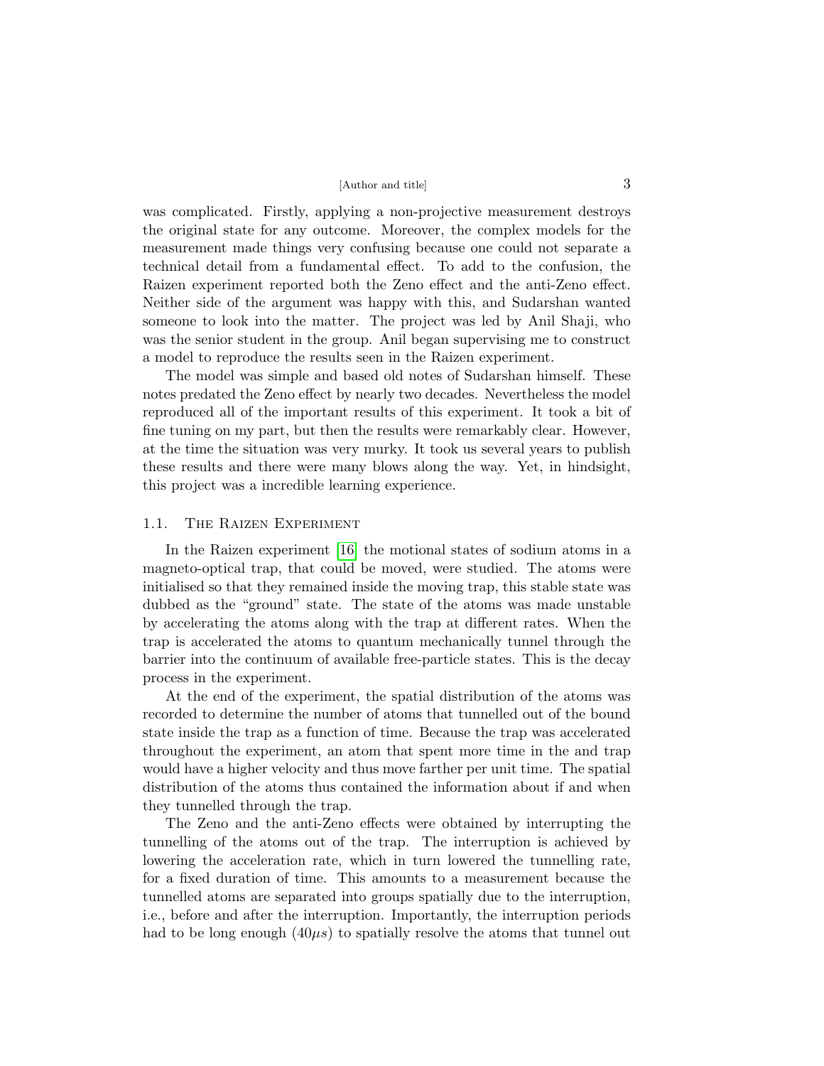was complicated. Firstly, applying a non-projective measurement destroys the original state for any outcome. Moreover, the complex models for the measurement made things very confusing because one could not separate a technical detail from a fundamental effect. To add to the confusion, the Raizen experiment reported both the Zeno effect and the anti-Zeno effect. Neither side of the argument was happy with this, and Sudarshan wanted someone to look into the matter. The project was led by Anil Shaji, who was the senior student in the group. Anil began supervising me to construct a model to reproduce the results seen in the Raizen experiment.

The model was simple and based old notes of Sudarshan himself. These notes predated the Zeno effect by nearly two decades. Nevertheless the model reproduced all of the important results of this experiment. It took a bit of fine tuning on my part, but then the results were remarkably clear. However, at the time the situation was very murky. It took us several years to publish these results and there were many blows along the way. Yet, in hindsight, this project was a incredible learning experience.

### 1.1. The Raizen Experiment

In the Raizen experiment [16] the motional states of sodium atoms in a magneto-optical trap, that could be moved, were studied. The atoms were initialised so that they remained inside the moving trap, this stable state was dubbed as the "ground" state. The state of the atoms was made unstable by accelerating the atoms along with the trap at different rates. When the trap is accelerated the atoms to quantum mechanically tunnel through the barrier into the continuum of available free-particle states. This is the decay process in the experiment.

At the end of the experiment, the spatial distribution of the atoms was recorded to determine the number of atoms that tunnelled out of the bound state inside the trap as a function of time. Because the trap was accelerated throughout the experiment, an atom that spent more time in the and trap would have a higher velocity and thus move farther per unit time. The spatial distribution of the atoms thus contained the information about if and when they tunnelled through the trap.

The Zeno and the anti-Zeno effects were obtained by interrupting the tunnelling of the atoms out of the trap. The interruption is achieved by lowering the acceleration rate, which in turn lowered the tunnelling rate, for a fixed duration of time. This amounts to a measurement because the tunnelled atoms are separated into groups spatially due to the interruption, i.e., before and after the interruption. Importantly, the interruption periods had to be long enough ($40\mu s$) to spatially resolve the atoms that tunnel out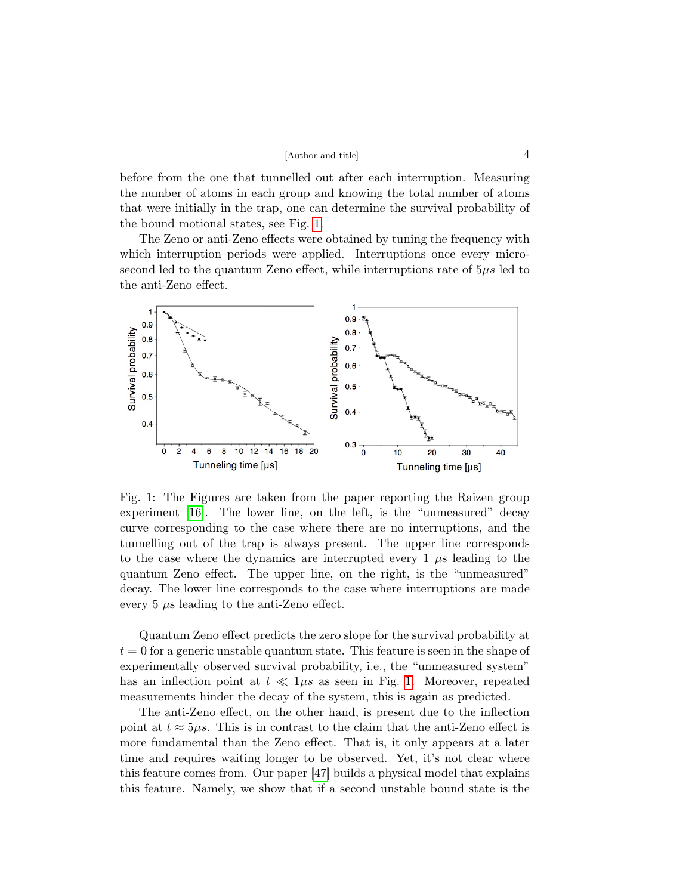before from the one that tunnelled out after each interruption. Measuring the number of atoms in each group and knowing the total number of atoms that were initially in the trap, one can determine the survival probability of the bound motional states, see Fig. 1.

The Zeno or anti-Zeno effects were obtained by tuning the frequency with which interruption periods were applied. Interruptions once every microsecond led to the quantum Zeno effect, while interruptions rate of $5\mu s$ led to the anti-Zeno effect.

Fig. 1: The Figures are taken from the paper reporting the Raizen group experiment [16]. The lower line, on the left, is the "unmeasured" decay curve corresponding to the case where there are no interruptions, and the tunnelling out of the trap is always present. The upper line corresponds to the case where the dynamics are interrupted every 1 $\mu$s leading to the quantum Zeno effect. The upper line, on the right, is the "unmeasured" decay. The lower line corresponds to the case where interruptions are made every 5 $\mu$s leading to the anti-Zeno effect.

Quantum Zeno effect predicts the zero slope for the survival probability at $t = 0$ for a generic unstable quantum state. This feature is seen in the shape of experimentally observed survival probability, i.e., the "unmeasured system" has an inflection point at $t \ll 1\mu s$ as seen in Fig. 1. Moreover, repeated measurements hinder the decay of the system, this is again as predicted.

The anti-Zeno effect, on the other hand, is present due to the inflection point at $t \approx 5\mu s$. This is in contrast to the claim that the anti-Zeno effect is more fundamental than the Zeno effect. That is, it only appears at a later time and requires waiting longer to be observed. Yet, it's not clear where this feature comes from. Our paper [47] builds a physical model that explains this feature. Namely, we show that if a second unstable bound state is the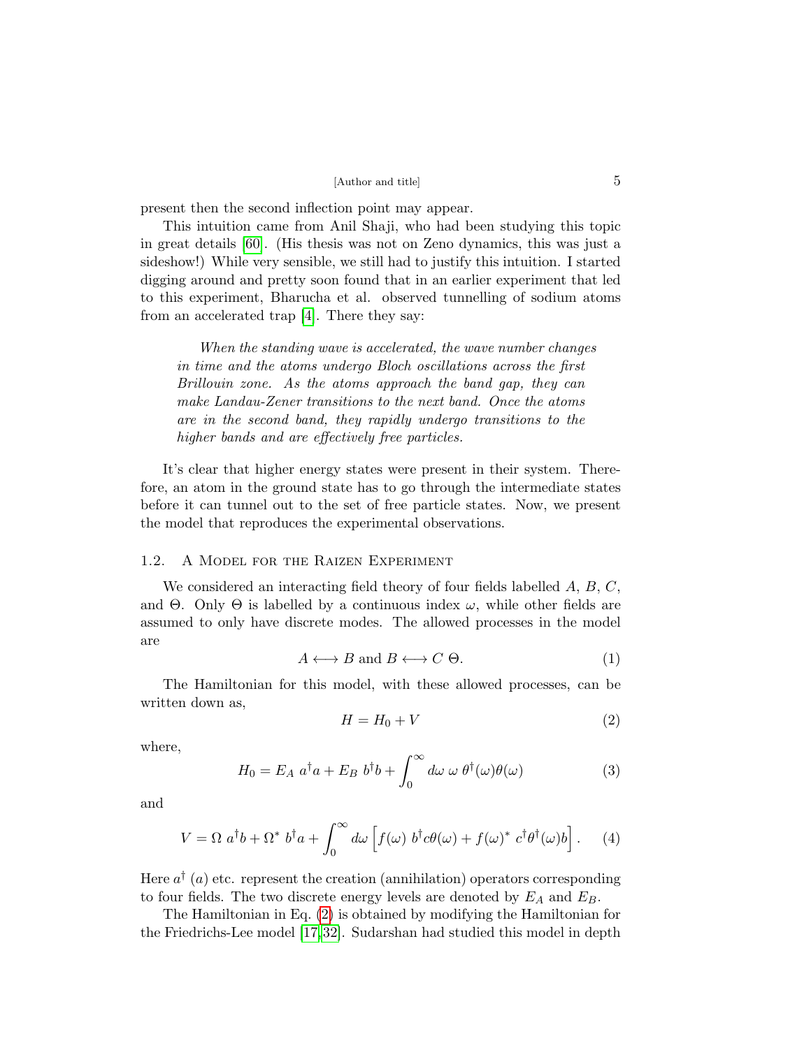present then the second inflection point may appear.

This intuition came from Anil Shaji, who had been studying this topic in great details [60]. (His thesis was not on Zeno dynamics, this was just a sideshow!) While very sensible, we still had to justify this intuition. I started digging around and pretty soon found that in an earlier experiment that led to this experiment, Bharucha et al. observed tunnelling of sodium atoms from an accelerated trap [4]. There they say:

> *When the standing wave is accelerated, the wave number changes in time and the atoms undergo Bloch oscillations across the first Brillouin zone. As the atoms approach the band gap, they can make Landau-Zener transitions to the next band. Once the atoms are in the second band, they rapidly undergo transitions to the higher bands and are effectively free particles.*

It's clear that higher energy states were present in their system. Therefore, an atom in the ground state has to go through the intermediate states before it can tunnel out to the set of free particle states. Now, we present the model that reproduces the experimental observations.

### 1.2. A Model for the Raizen Experiment

We considered an interacting field theory of four fields labelled $A$, $B$, $C$, and $\Theta$. Only $\Theta$ is labelled by a continuous index $\omega$, while other fields are assumed to only have discrete modes. The allowed processes in the model are

$$A \longleftrightarrow B \text{ and } B \longleftrightarrow C\ \Theta. \tag{1}$$

The Hamiltonian for this model, with these allowed processes, can be written down as,

$$H = H_0 + V \tag{2}$$

where,

$$H_0 = E_A\ a^\dagger a + E_B\ b^\dagger b + \int_0^\infty d\omega\ \omega\ \theta^\dagger(\omega)\theta(\omega) \tag{3}$$

and

$$V = \Omega\ a^\dagger b + \Omega^*\ b^\dagger a + \int_0^\infty d\omega \left[ f(\omega)\ b^\dagger c\theta(\omega) + f(\omega)^*\ c^\dagger\theta^\dagger(\omega) b \right]. \tag{4}$$

Here $a^\dagger$ ($a$) etc. represent the creation (annihilation) operators corresponding to four fields. The two discrete energy levels are denoted by $E_A$ and $E_B$.

The Hamiltonian in Eq. (2) is obtained by modifying the Hamiltonian for the Friedrichs-Lee model [17,32]. Sudarshan had studied this model in depth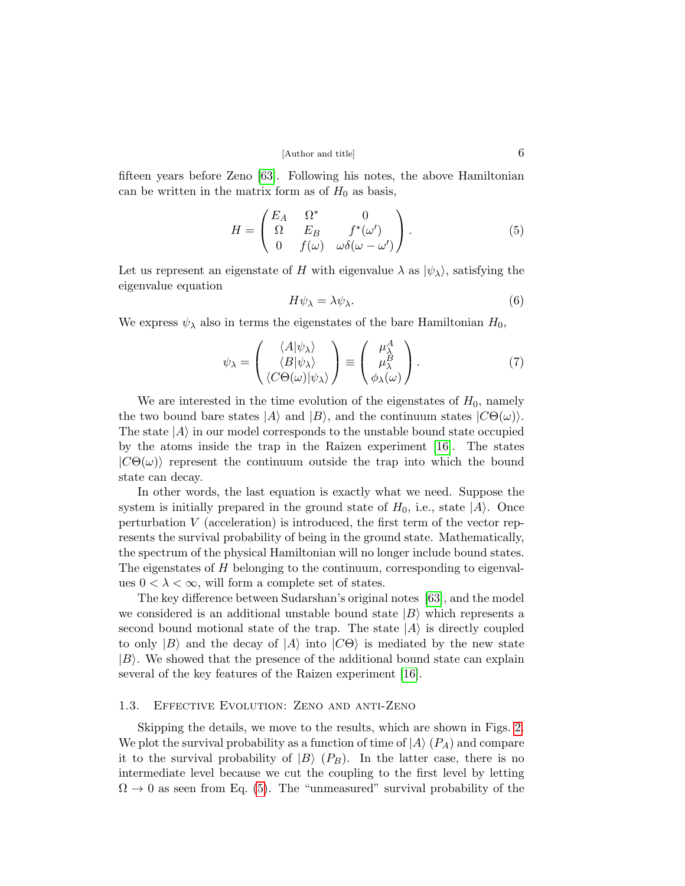fifteen years before Zeno [63]. Following his notes, the above Hamiltonian can be written in the matrix form as of $H_0$ as basis,

$$H = \begin{pmatrix} E_A & \Omega^* & 0 \\ \Omega & E_B & f^*(\omega') \\ 0 & f(\omega) & \omega\delta(\omega - \omega') \end{pmatrix}. \tag{5}$$

Let us represent an eigenstate of $H$ with eigenvalue $\lambda$ as $|\psi_\lambda\rangle$, satisfying the eigenvalue equation

$$H\psi_\lambda = \lambda\psi_\lambda. \tag{6}$$

We express $\psi_\lambda$ also in terms the eigenstates of the bare Hamiltonian $H_0$,

$$\psi_\lambda = \begin{pmatrix} \langle A|\psi_\lambda\rangle \\ \langle B|\psi_\lambda\rangle \\ \langle C\Theta(\omega)|\psi_\lambda\rangle \end{pmatrix} \equiv \begin{pmatrix} \mu_\lambda^A \\ \mu_\lambda^B \\ \phi_\lambda(\omega) \end{pmatrix}. \tag{7}$$

We are interested in the time evolution of the eigenstates of $H_0$, namely the two bound bare states $|A\rangle$ and $|B\rangle$, and the continuum states $|C\Theta(\omega)\rangle$. The state $|A\rangle$ in our model corresponds to the unstable bound state occupied by the atoms inside the trap in the Raizen experiment [16]. The states $|C\Theta(\omega)\rangle$ represent the continuum outside the trap into which the bound state can decay.

In other words, the last equation is exactly what we need. Suppose the system is initially prepared in the ground state of $H_0$, i.e., state $|A\rangle$. Once perturbation $V$ (acceleration) is introduced, the first term of the vector represents the survival probability of being in the ground state. Mathematically, the spectrum of the physical Hamiltonian will no longer include bound states. The eigenstates of $H$ belonging to the continuum, corresponding to eigenvalues $0 < \lambda < \infty$, will form a complete set of states.

The key difference between Sudarshan's original notes [63], and the model we considered is an additional unstable bound state $|B\rangle$ which represents a second bound motional state of the trap. The state $|A\rangle$ is directly coupled to only $|B\rangle$ and the decay of $|A\rangle$ into $|C\Theta\rangle$ is mediated by the new state $|B\rangle$. We showed that the presence of the additional bound state can explain several of the key features of the Raizen experiment [16].

### 1.3. Effective Evolution: Zeno and anti-Zeno

Skipping the details, we move to the results, which are shown in Figs. 2. We plot the survival probability as a function of time of $|A\rangle$ ($P_A$) and compare it to the survival probability of $|B\rangle$ ($P_B$). In the latter case, there is no intermediate level because we cut the coupling to the first level by letting $\Omega \to 0$ as seen from Eq. (5). The "unmeasured" survival probability of the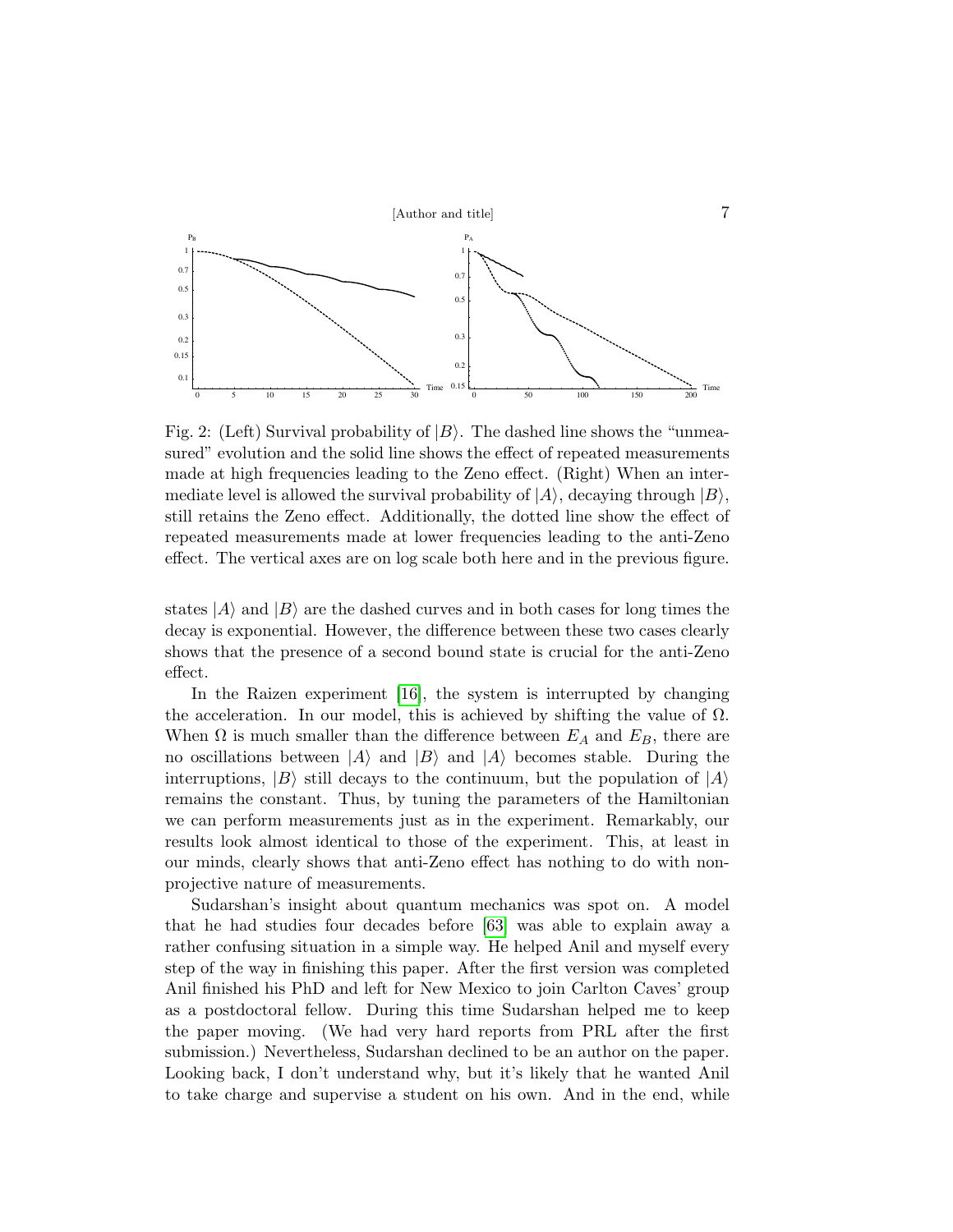Fig. 2: (Left) Survival probability of $|B\rangle$. The dashed line shows the "unmeasured" evolution and the solid line shows the effect of repeated measurements made at high frequencies leading to the Zeno effect. (Right) When an intermediate level is allowed the survival probability of $|A\rangle$, decaying through $|B\rangle$, still retains the Zeno effect. Additionally, the dotted line show the effect of repeated measurements made at lower frequencies leading to the anti-Zeno effect. The vertical axes are on log scale both here and in the previous figure.

states $|A\rangle$ and $|B\rangle$ are the dashed curves and in both cases for long times the decay is exponential. However, the difference between these two cases clearly shows that the presence of a second bound state is crucial for the anti-Zeno effect.

In the Raizen experiment [16], the system is interrupted by changing the acceleration. In our model, this is achieved by shifting the value of $\Omega$. When $\Omega$ is much smaller than the difference between $E_A$ and $E_B$, there are no oscillations between $|A\rangle$ and $|B\rangle$ and $|A\rangle$ becomes stable. During the interruptions, $|B\rangle$ still decays to the continuum, but the population of $|A\rangle$ remains the constant. Thus, by tuning the parameters of the Hamiltonian we can perform measurements just as in the experiment. Remarkably, our results look almost identical to those of the experiment. This, at least in our minds, clearly shows that anti-Zeno effect has nothing to do with non-projective nature of measurements.

Sudarshan's insight about quantum mechanics was spot on. A model that he had studies four decades before [63] was able to explain away a rather confusing situation in a simple way. He helped Anil and myself every step of the way in finishing this paper. After the first version was completed Anil finished his PhD and left for New Mexico to join Carlton Caves' group as a postdoctoral fellow. During this time Sudarshan helped me to keep the paper moving. (We had very hard reports from PRL after the first submission.) Nevertheless, Sudarshan declined to be an author on the paper. Looking back, I don't understand why, but it's likely that he wanted Anil to take charge and supervise a student on his own. And in the end, while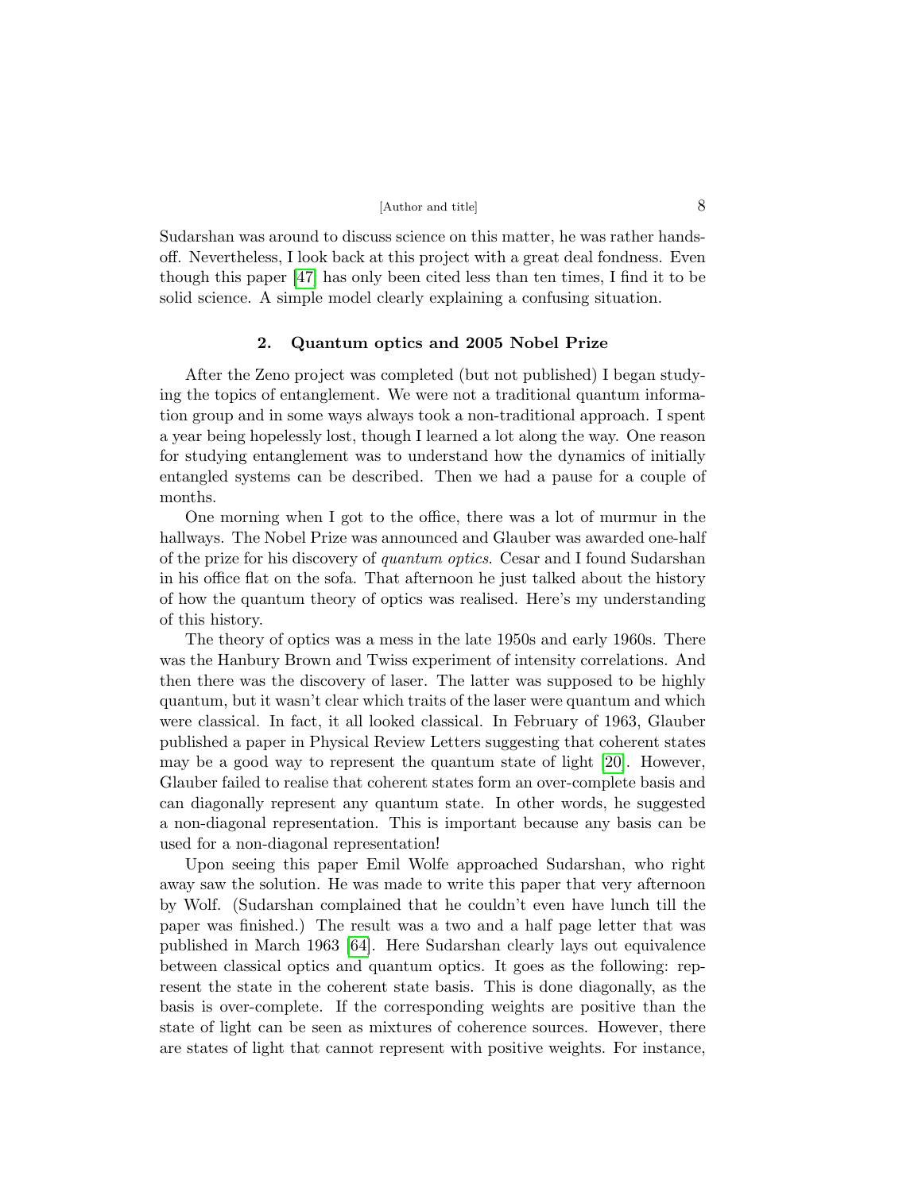Sudarshan was around to discuss science on this matter, he was rather hands-off. Nevertheless, I look back at this project with a great deal fondness. Even though this paper [47] has only been cited less than ten times, I find it to be solid science. A simple model clearly explaining a confusing situation.

## 2. Quantum optics and 2005 Nobel Prize

After the Zeno project was completed (but not published) I began studying the topics of entanglement. We were not a traditional quantum information group and in some ways always took a non-traditional approach. I spent a year being hopelessly lost, though I learned a lot along the way. One reason for studying entanglement was to understand how the dynamics of initially entangled systems can be described. Then we had a pause for a couple of months.

One morning when I got to the office, there was a lot of murmur in the hallways. The Nobel Prize was announced and Glauber was awarded one-half of the prize for his discovery of *quantum optics*. Cesar and I found Sudarshan in his office flat on the sofa. That afternoon he just talked about the history of how the quantum theory of optics was realised. Here's my understanding of this history.

The theory of optics was a mess in the late 1950s and early 1960s. There was the Hanbury Brown and Twiss experiment of intensity correlations. And then there was the discovery of laser. The latter was supposed to be highly quantum, but it wasn't clear which traits of the laser were quantum and which were classical. In fact, it all looked classical. In February of 1963, Glauber published a paper in Physical Review Letters suggesting that coherent states may be a good way to represent the quantum state of light [20]. However, Glauber failed to realise that coherent states form an over-complete basis and can diagonally represent any quantum state. In other words, he suggested a non-diagonal representation. This is important because any basis can be used for a non-diagonal representation!

Upon seeing this paper Emil Wolfe approached Sudarshan, who right away saw the solution. He was made to write this paper that very afternoon by Wolf. (Sudarshan complained that he couldn't even have lunch till the paper was finished.) The result was a two and a half page letter that was published in March 1963 [64]. Here Sudarshan clearly lays out equivalence between classical optics and quantum optics. It goes as the following: represent the state in the coherent state basis. This is done diagonally, as the basis is over-complete. If the corresponding weights are positive than the state of light can be seen as mixtures of coherence sources. However, there are states of light that cannot represent with positive weights. For instance,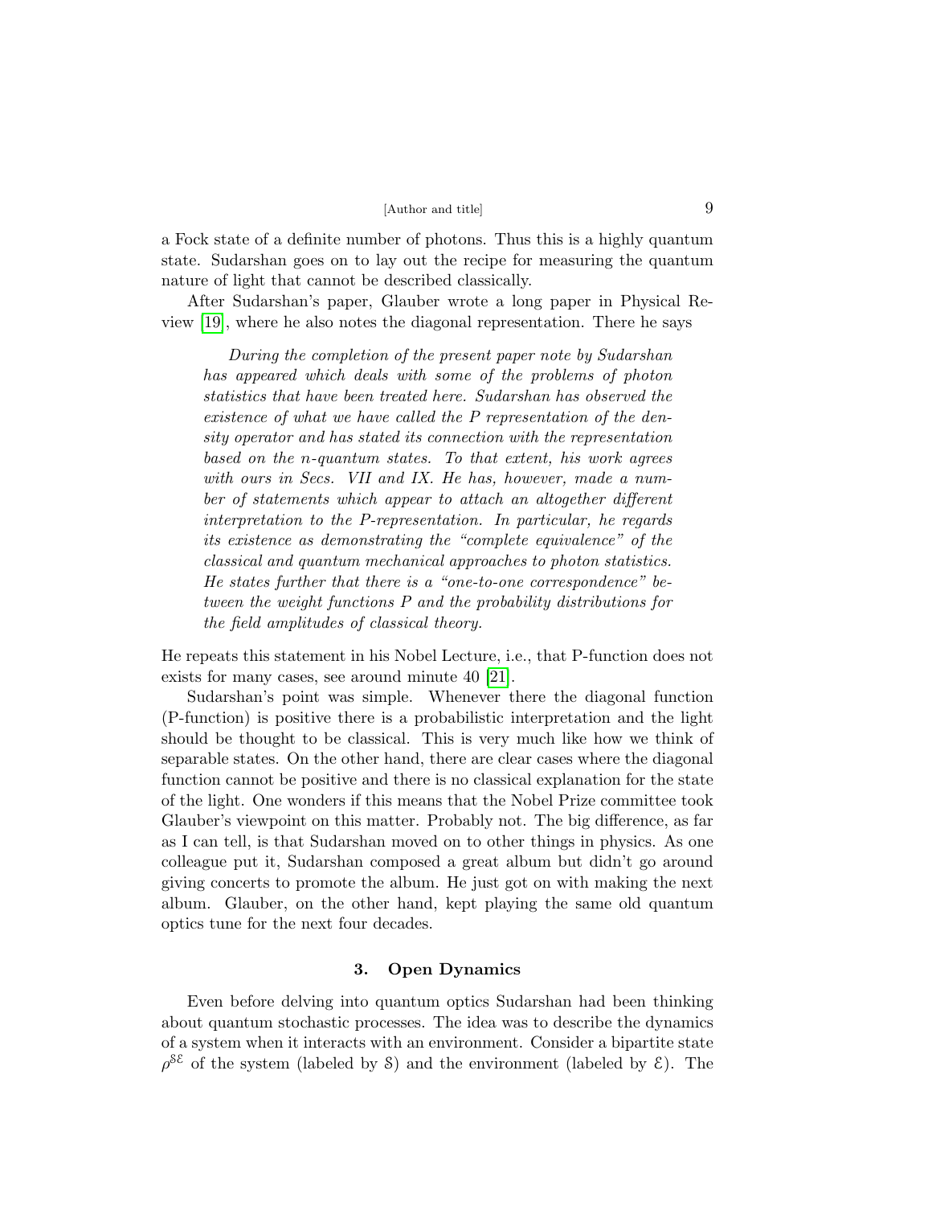a Fock state of a definite number of photons. Thus this is a highly quantum state. Sudarshan goes on to lay out the recipe for measuring the quantum nature of light that cannot be described classically.

After Sudarshan's paper, Glauber wrote a long paper in Physical Review [19], where he also notes the diagonal representation. There he says

> *During the completion of the present paper note by Sudarshan has appeared which deals with some of the problems of photon statistics that have been treated here. Sudarshan has observed the existence of what we have called the P representation of the density operator and has stated its connection with the representation based on the n-quantum states. To that extent, his work agrees with ours in Secs. VII and IX. He has, however, made a number of statements which appear to attach an altogether different interpretation to the P-representation. In particular, he regards its existence as demonstrating the "complete equivalence" of the classical and quantum mechanical approaches to photon statistics. He states further that there is a "one-to-one correspondence" between the weight functions P and the probability distributions for the field amplitudes of classical theory.*

He repeats this statement in his Nobel Lecture, i.e., that P-function does not exists for many cases, see around minute 40 [21].

Sudarshan's point was simple. Whenever there the diagonal function (P-function) is positive there is a probabilistic interpretation and the light should be thought to be classical. This is very much like how we think of separable states. On the other hand, there are clear cases where the diagonal function cannot be positive and there is no classical explanation for the state of the light. One wonders if this means that the Nobel Prize committee took Glauber's viewpoint on this matter. Probably not. The big difference, as far as I can tell, is that Sudarshan moved on to other things in physics. As one colleague put it, Sudarshan composed a great album but didn't go around giving concerts to promote the album. He just got on with making the next album. Glauber, on the other hand, kept playing the same old quantum optics tune for the next four decades.

## 3. Open Dynamics

Even before delving into quantum optics Sudarshan had been thinking about quantum stochastic processes. The idea was to describe the dynamics of a system when it interacts with an environment. Consider a bipartite state $\rho^{\mathcal{S}\mathcal{E}}$ of the system (labeled by $\mathcal{S}$) and the environment (labeled by $\mathcal{E}$). The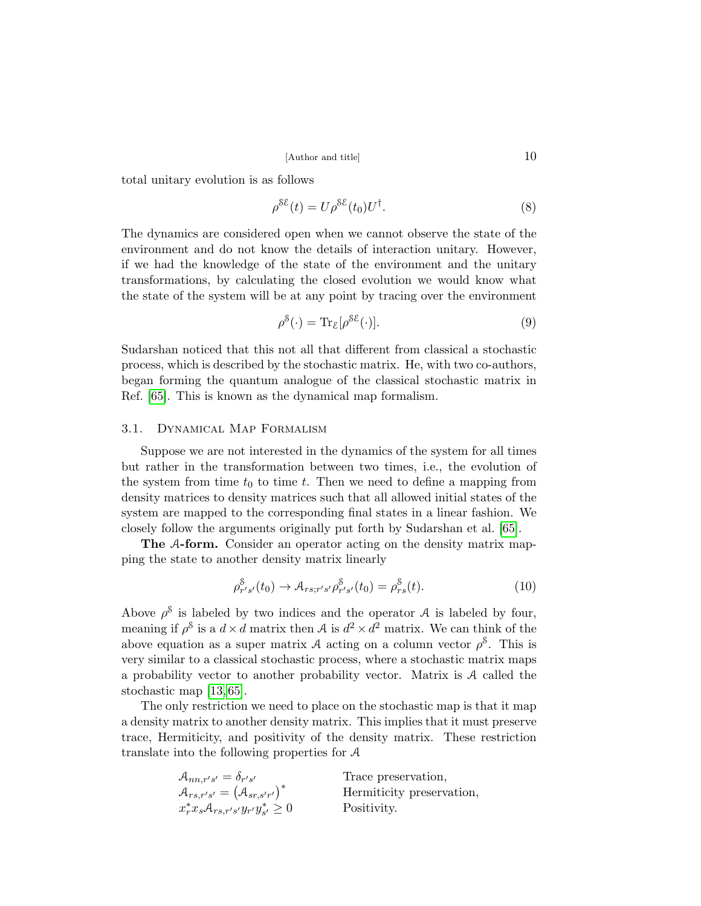total unitary evolution is as follows

$$\rho^{\mathcal{SE}}(t) = U\rho^{\mathcal{SE}}(t_0)U^\dagger. \tag{8}$$

The dynamics are considered open when we cannot observe the state of the environment and do not know the details of interaction unitary. However, if we had the knowledge of the state of the environment and the unitary transformations, by calculating the closed evolution we would know what the state of the system will be at any point by tracing over the environment

$$\rho^{\mathcal{S}}(\cdot) = \text{Tr}_{\mathcal{E}}[\rho^{\mathcal{SE}}(\cdot)]. \tag{9}$$

Sudarshan noticed that this not all that different from classical a stochastic process, which is described by the stochastic matrix. He, with two co-authors, began forming the quantum analogue of the classical stochastic matrix in Ref. [65]. This is known as the dynamical map formalism.

### 3.1. Dynamical Map Formalism

Suppose we are not interested in the dynamics of the system for all times but rather in the transformation between two times, i.e., the evolution of the system from time $t_0$ to time $t$. Then we need to define a mapping from density matrices to density matrices such that all allowed initial states of the system are mapped to the corresponding final states in a linear fashion. We closely follow the arguments originally put forth by Sudarshan et al. [65].

**The $\mathcal{A}$-form.** Consider an operator acting on the density matrix mapping the state to another density matrix linearly

$$\rho^{\mathcal{S}}_{r's'}(t_0) \to \mathcal{A}_{rs;r's'}\rho^{\mathcal{S}}_{r's'}(t_0) = \rho^{\mathcal{S}}_{rs}(t). \tag{10}$$

Above $\rho^{\mathcal{S}}$ is labeled by two indices and the operator $\mathcal{A}$ is labeled by four, meaning if $\rho^{\mathcal{S}}$ is a $d \times d$ matrix then $\mathcal{A}$ is $d^2 \times d^2$ matrix. We can think of the above equation as a super matrix $\mathcal{A}$ acting on a column vector $\rho^{\mathcal{S}}$. This is very similar to a classical stochastic process, where a stochastic matrix maps a probability vector to another probability vector. Matrix is $\mathcal{A}$ called the stochastic map [13, 65].

The only restriction we need to place on the stochastic map is that it map a density matrix to another density matrix. This implies that it must preserve trace, Hermiticity, and positivity of the density matrix. These restriction translate into the following properties for $\mathcal{A}$

$$\begin{aligned}
&\mathcal{A}_{nn,r's'} = \delta_{r's'} && \text{Trace preservation,}\\
&\mathcal{A}_{rs,r's'} = \left(\mathcal{A}_{sr,s'r'}\right)^* && \text{Hermiticity preservation,}\\
&x_r^* x_s \mathcal{A}_{rs,r's'} y_{r'} y_{s'}^* \geq 0 && \text{Positivity.}
\end{aligned}$$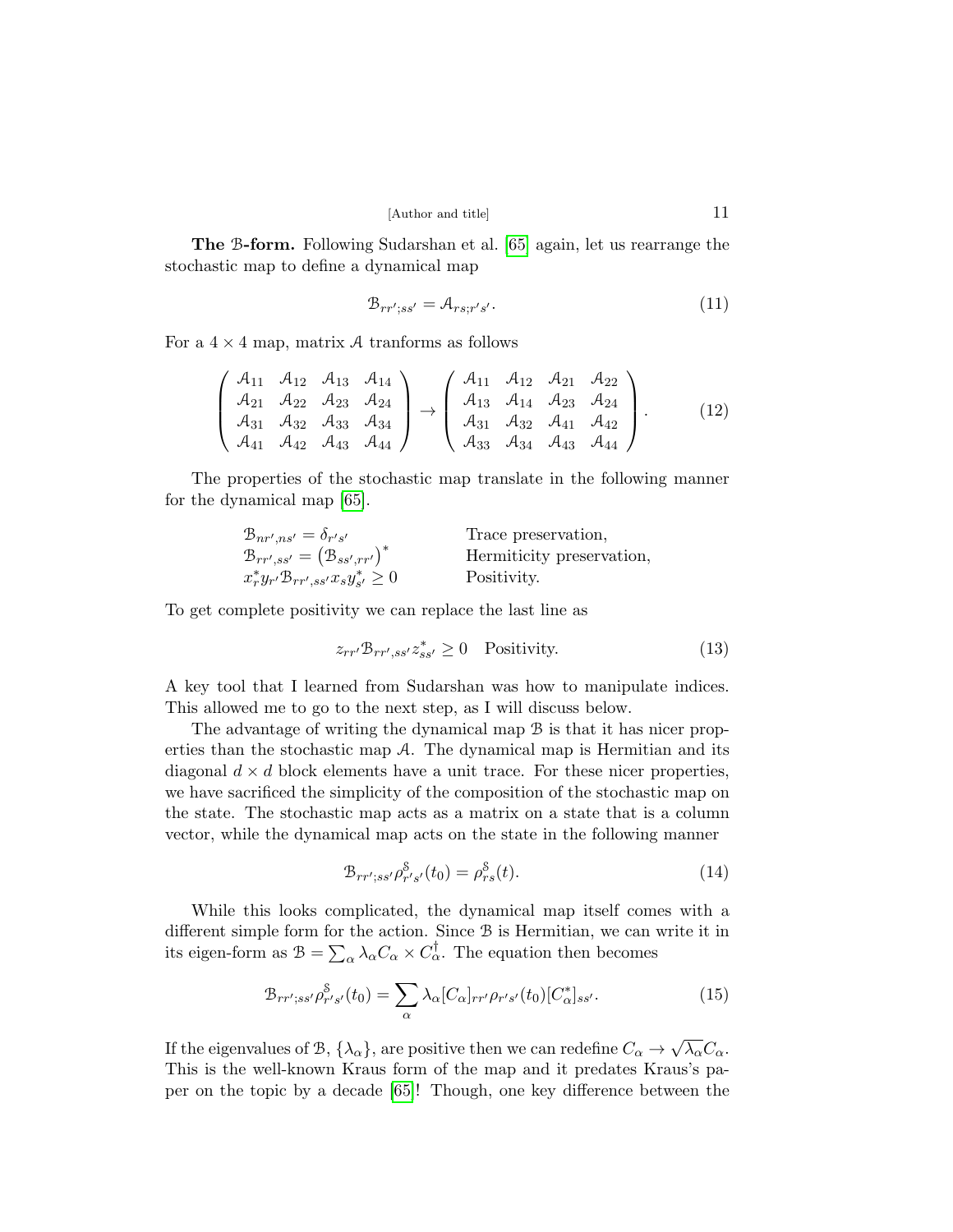**The $\mathcal{B}$-form.** Following Sudarshan et al. [65] again, let us rearrange the stochastic map to define a dynamical map

$$\mathcal{B}_{rr';ss'} = \mathcal{A}_{rs;r's'}. \tag{11}$$

For a $4 \times 4$ map, matrix $\mathcal{A}$ tranforms as follows

$$\left( \begin{array}{cccc} \mathcal{A}_{11} & \mathcal{A}_{12} & \mathcal{A}_{13} & \mathcal{A}_{14} \\ \mathcal{A}_{21} & \mathcal{A}_{22} & \mathcal{A}_{23} & \mathcal{A}_{24} \\ \mathcal{A}_{31} & \mathcal{A}_{32} & \mathcal{A}_{33} & \mathcal{A}_{34} \\ \mathcal{A}_{41} & \mathcal{A}_{42} & \mathcal{A}_{43} & \mathcal{A}_{44} \end{array} \right) \to \left( \begin{array}{cccc} \mathcal{A}_{11} & \mathcal{A}_{12} & \mathcal{A}_{21} & \mathcal{A}_{22} \\ \mathcal{A}_{13} & \mathcal{A}_{14} & \mathcal{A}_{23} & \mathcal{A}_{24} \\ \mathcal{A}_{31} & \mathcal{A}_{32} & \mathcal{A}_{41} & \mathcal{A}_{42} \\ \mathcal{A}_{33} & \mathcal{A}_{34} & \mathcal{A}_{43} & \mathcal{A}_{44} \end{array} \right). \tag{12}$$

The properties of the stochastic map translate in the following manner for the dynamical map [65].

$$\begin{array}{ll} \mathcal{B}_{nr',ns'} = \delta_{r's'} & \text{Trace preservation,} \\ \mathcal{B}_{rr',ss'} = \left(\mathcal{B}_{ss',rr'}\right)^* & \text{Hermiticity preservation,} \\ x_r^* y_{r'} \mathcal{B}_{rr',ss'} x_s y_{s'}^* \geq 0 & \text{Positivity.} \end{array}$$

To get complete positivity we can replace the last line as

$$z_{rr'} \mathcal{B}_{rr',ss'} z_{ss'}^* \geq 0 \quad \text{Positivity.} \tag{13}$$

A key tool that I learned from Sudarshan was how to manipulate indices. This allowed me to go to the next step, as I will discuss below.

The advantage of writing the dynamical map $\mathcal{B}$ is that it has nicer properties than the stochastic map $\mathcal{A}$. The dynamical map is Hermitian and its diagonal $d \times d$ block elements have a unit trace. For these nicer properties, we have sacrificed the simplicity of the composition of the stochastic map on the state. The stochastic map acts as a matrix on a state that is a column vector, while the dynamical map acts on the state in the following manner

$$\mathcal{B}_{rr';ss'} \rho^{\mathcal{S}}_{r's'}(t_0) = \rho^{\mathcal{S}}_{rs}(t). \tag{14}$$

While this looks complicated, the dynamical map itself comes with a different simple form for the action. Since $\mathcal{B}$ is Hermitian, we can write it in its eigen-form as $\mathcal{B} = \sum_\alpha \lambda_\alpha C_\alpha \times C_\alpha^\dagger$. The equation then becomes

$$\mathcal{B}_{rr';ss'} \rho^{\mathcal{S}}_{r's'}(t_0) = \sum_\alpha \lambda_\alpha [C_\alpha]_{rr'} \rho_{r's'}(t_0) [C^*_\alpha]_{ss'}. \tag{15}$$

If the eigenvalues of $\mathcal{B}$, $\{\lambda_\alpha\}$, are positive then we can redefine $C_\alpha \to \sqrt{\lambda_\alpha} C_\alpha$. This is the well-known Kraus form of the map and it predates Kraus's paper on the topic by a decade [65]! Though, one key difference between the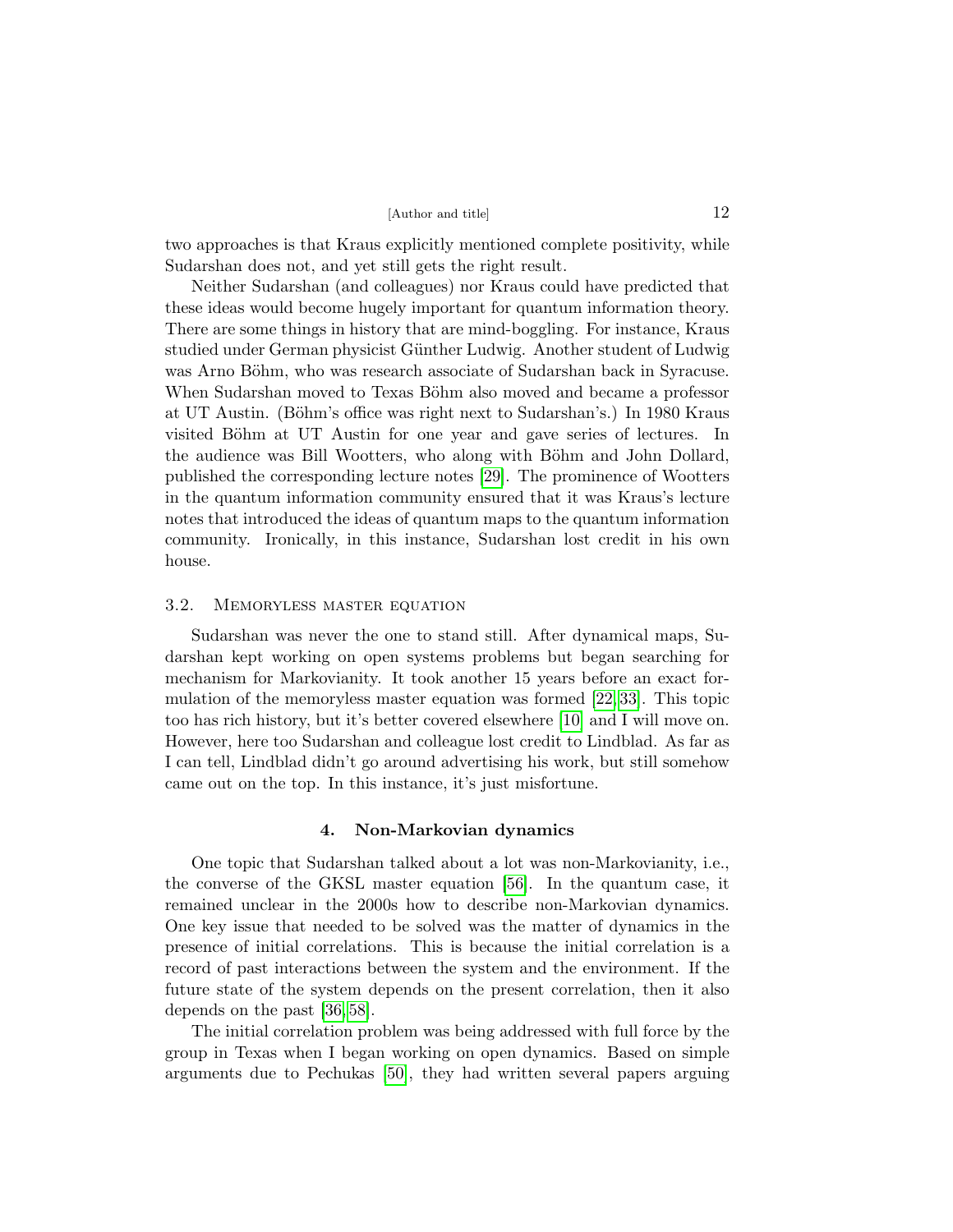two approaches is that Kraus explicitly mentioned complete positivity, while Sudarshan does not, and yet still gets the right result.

Neither Sudarshan (and colleagues) nor Kraus could have predicted that these ideas would become hugely important for quantum information theory. There are some things in history that are mind-boggling. For instance, Kraus studied under German physicist Günther Ludwig. Another student of Ludwig was Arno Böhm, who was research associate of Sudarshan back in Syracuse. When Sudarshan moved to Texas Böhm also moved and became a professor at UT Austin. (Böhm's office was right next to Sudarshan's.) In 1980 Kraus visited Böhm at UT Austin for one year and gave series of lectures. In the audience was Bill Wootters, who along with Böhm and John Dollard, published the corresponding lecture notes [29]. The prominence of Wootters in the quantum information community ensured that it was Kraus's lecture notes that introduced the ideas of quantum maps to the quantum information community. Ironically, in this instance, Sudarshan lost credit in his own house.

### 3.2. Memoryless master equation

Sudarshan was never the one to stand still. After dynamical maps, Sudarshan kept working on open systems problems but began searching for mechanism for Markovianity. It took another 15 years before an exact formulation of the memoryless master equation was formed [22, 33]. This topic too has rich history, but it's better covered elsewhere [10] and I will move on. However, here too Sudarshan and colleague lost credit to Lindblad. As far as I can tell, Lindblad didn't go around advertising his work, but still somehow came out on the top. In this instance, it's just misfortune.

## 4. Non-Markovian dynamics

One topic that Sudarshan talked about a lot was non-Markovianity, i.e., the converse of the GKSL master equation [56]. In the quantum case, it remained unclear in the 2000s how to describe non-Markovian dynamics. One key issue that needed to be solved was the matter of dynamics in the presence of initial correlations. This is because the initial correlation is a record of past interactions between the system and the environment. If the future state of the system depends on the present correlation, then it also depends on the past [36, 58].

The initial correlation problem was being addressed with full force by the group in Texas when I began working on open dynamics. Based on simple arguments due to Pechukas [50], they had written several papers arguing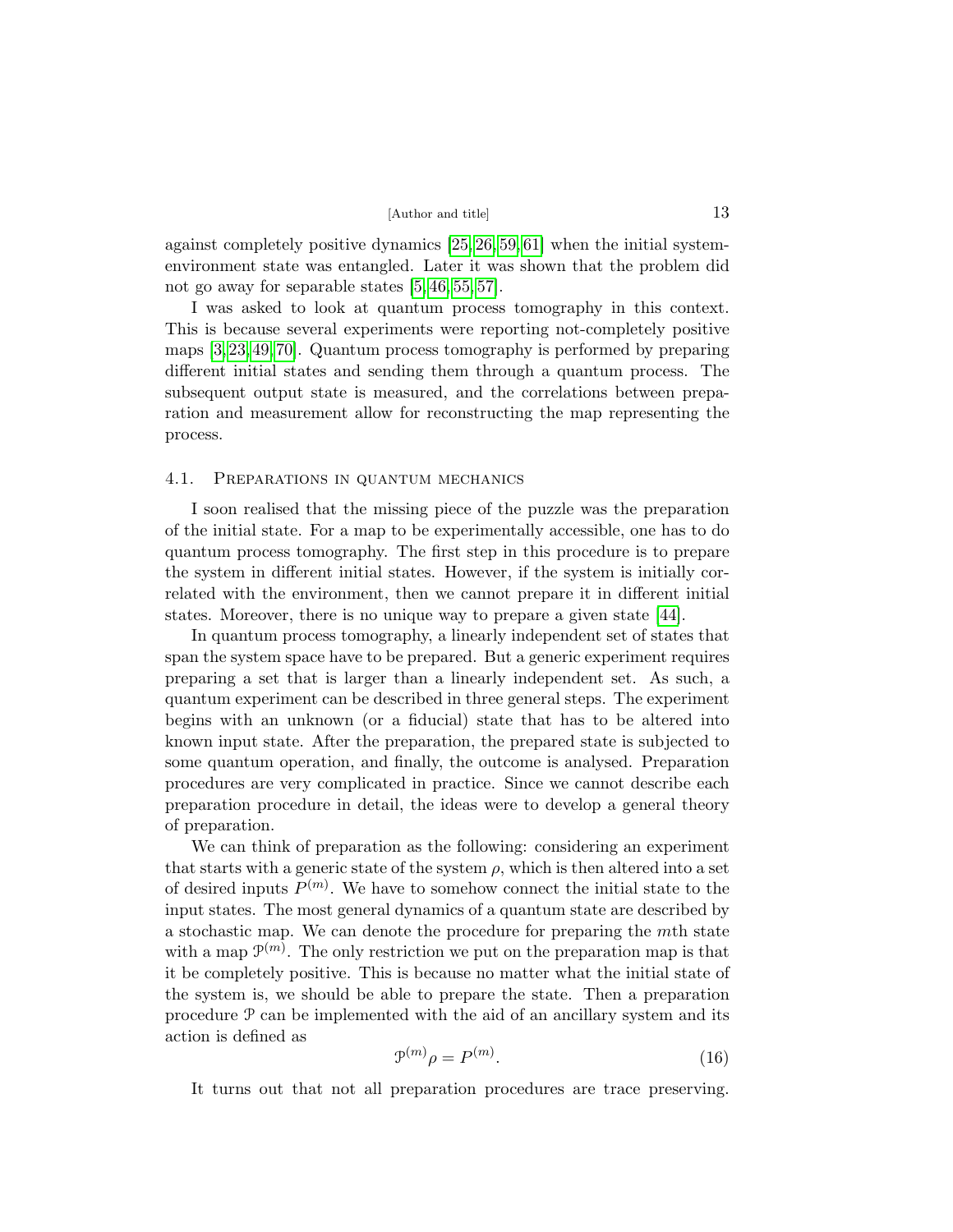against completely positive dynamics [25,26,59,61] when the initial system-environment state was entangled. Later it was shown that the problem did not go away for separable states [5,46,55,57].

I was asked to look at quantum process tomography in this context. This is because several experiments were reporting not-completely positive maps [3,23,49,70]. Quantum process tomography is performed by preparing different initial states and sending them through a quantum process. The subsequent output state is measured, and the correlations between preparation and measurement allow for reconstructing the map representing the process.

### 4.1. Preparations in quantum mechanics

I soon realised that the missing piece of the puzzle was the preparation of the initial state. For a map to be experimentally accessible, one has to do quantum process tomography. The first step in this procedure is to prepare the system in different initial states. However, if the system is initially correlated with the environment, then we cannot prepare it in different initial states. Moreover, there is no unique way to prepare a given state [44].

In quantum process tomography, a linearly independent set of states that span the system space have to be prepared. But a generic experiment requires preparing a set that is larger than a linearly independent set. As such, a quantum experiment can be described in three general steps. The experiment begins with an unknown (or a fiducial) state that has to be altered into known input state. After the preparation, the prepared state is subjected to some quantum operation, and finally, the outcome is analysed. Preparation procedures are very complicated in practice. Since we cannot describe each preparation procedure in detail, the ideas were to develop a general theory of preparation.

We can think of preparation as the following: considering an experiment that starts with a generic state of the system $\rho$, which is then altered into a set of desired inputs $P^{(m)}$. We have to somehow connect the initial state to the input states. The most general dynamics of a quantum state are described by a stochastic map. We can denote the procedure for preparing the $m$th state with a map $\mathcal{P}^{(m)}$. The only restriction we put on the preparation map is that it be completely positive. This is because no matter what the initial state of the system is, we should be able to prepare the state. Then a preparation procedure $\mathcal{P}$ can be implemented with the aid of an ancillary system and its action is defined as

$$\mathcal{P}^{(m)}\rho = P^{(m)}. \tag{16}$$

It turns out that not all preparation procedures are trace preserving.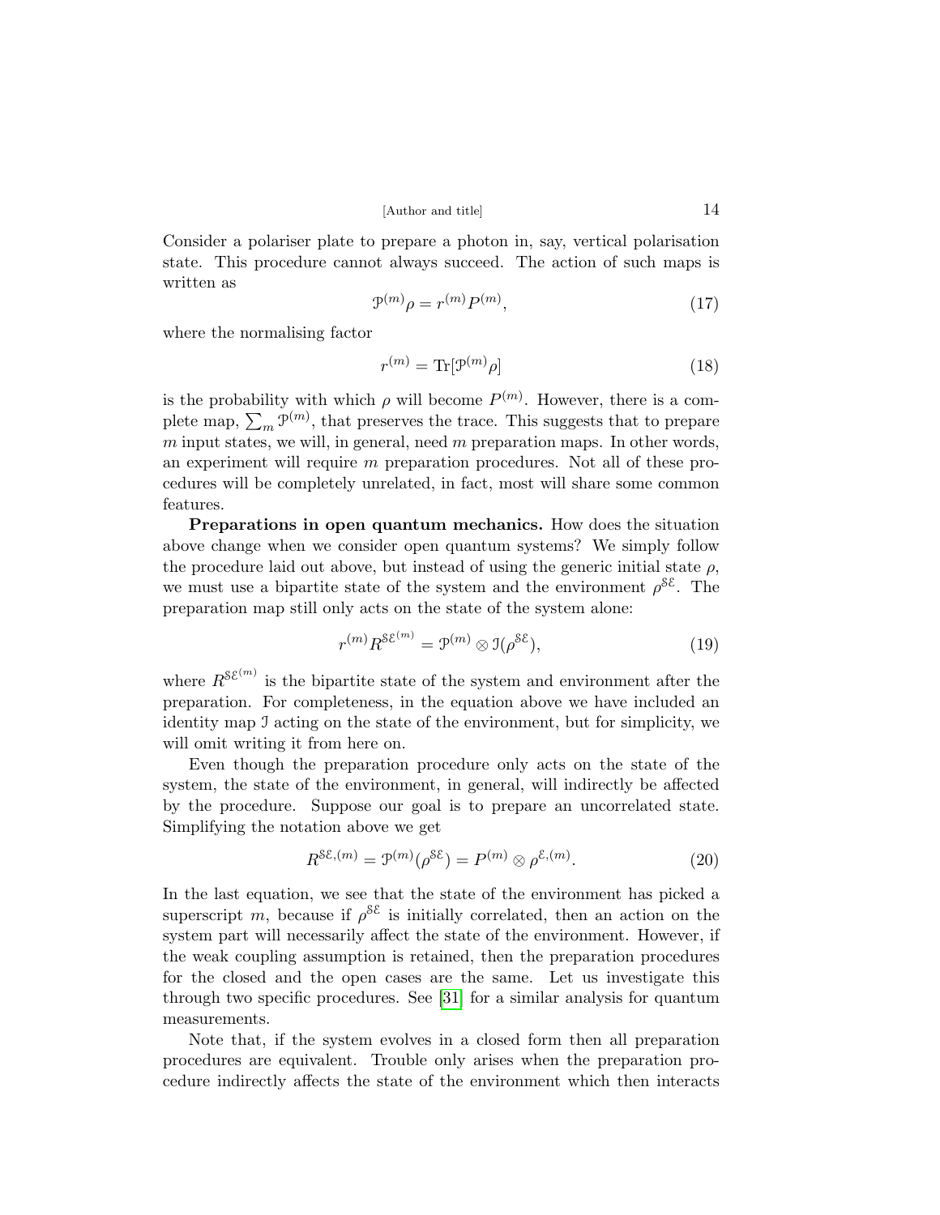Consider a polariser plate to prepare a photon in, say, vertical polarisation state. This procedure cannot always succeed. The action of such maps is written as

$$\mathcal{P}^{(m)}\rho = r^{(m)} P^{(m)}, \tag{17}$$

where the normalising factor

$$r^{(m)} = \mathrm{Tr}[\mathcal{P}^{(m)}\rho] \tag{18}$$

is the probability with which $\rho$ will become $P^{(m)}$. However, there is a complete map, $\sum_m \mathcal{P}^{(m)}$, that preserves the trace. This suggests that to prepare $m$ input states, we will, in general, need $m$ preparation maps. In other words, an experiment will require $m$ preparation procedures. Not all of these procedures will be completely unrelated, in fact, most will share some common features.

**Preparations in open quantum mechanics.** How does the situation above change when we consider open quantum systems? We simply follow the procedure laid out above, but instead of using the generic initial state $\rho$, we must use a bipartite state of the system and the environment $\rho^{\mathcal{S}\mathcal{E}}$. The preparation map still only acts on the state of the system alone:

$$r^{(m)} R^{\mathcal{S}\mathcal{E}^{(m)}} = \mathcal{P}^{(m)} \otimes \mathcal{I}(\rho^{\mathcal{S}\mathcal{E}}), \tag{19}$$

where $R^{\mathcal{S}\mathcal{E}^{(m)}}$ is the bipartite state of the system and environment after the preparation. For completeness, in the equation above we have included an identity map $\mathcal{I}$ acting on the state of the environment, but for simplicity, we will omit writing it from here on.

Even though the preparation procedure only acts on the state of the system, the state of the environment, in general, will indirectly be affected by the procedure. Suppose our goal is to prepare an uncorrelated state. Simplifying the notation above we get

$$R^{\mathcal{S}\mathcal{E},(m)} = \mathcal{P}^{(m)}(\rho^{\mathcal{S}\mathcal{E}}) = P^{(m)} \otimes \rho^{\mathcal{E},(m)}. \tag{20}$$

In the last equation, we see that the state of the environment has picked a superscript $m$, because if $\rho^{\mathcal{S}\mathcal{E}}$ is initially correlated, then an action on the system part will necessarily affect the state of the environment. However, if the weak coupling assumption is retained, then the preparation procedures for the closed and the open cases are the same. Let us investigate this through two specific procedures. See [31] for a similar analysis for quantum measurements.

Note that, if the system evolves in a closed form then all preparation procedures are equivalent. Trouble only arises when the preparation procedure indirectly affects the state of the environment which then interacts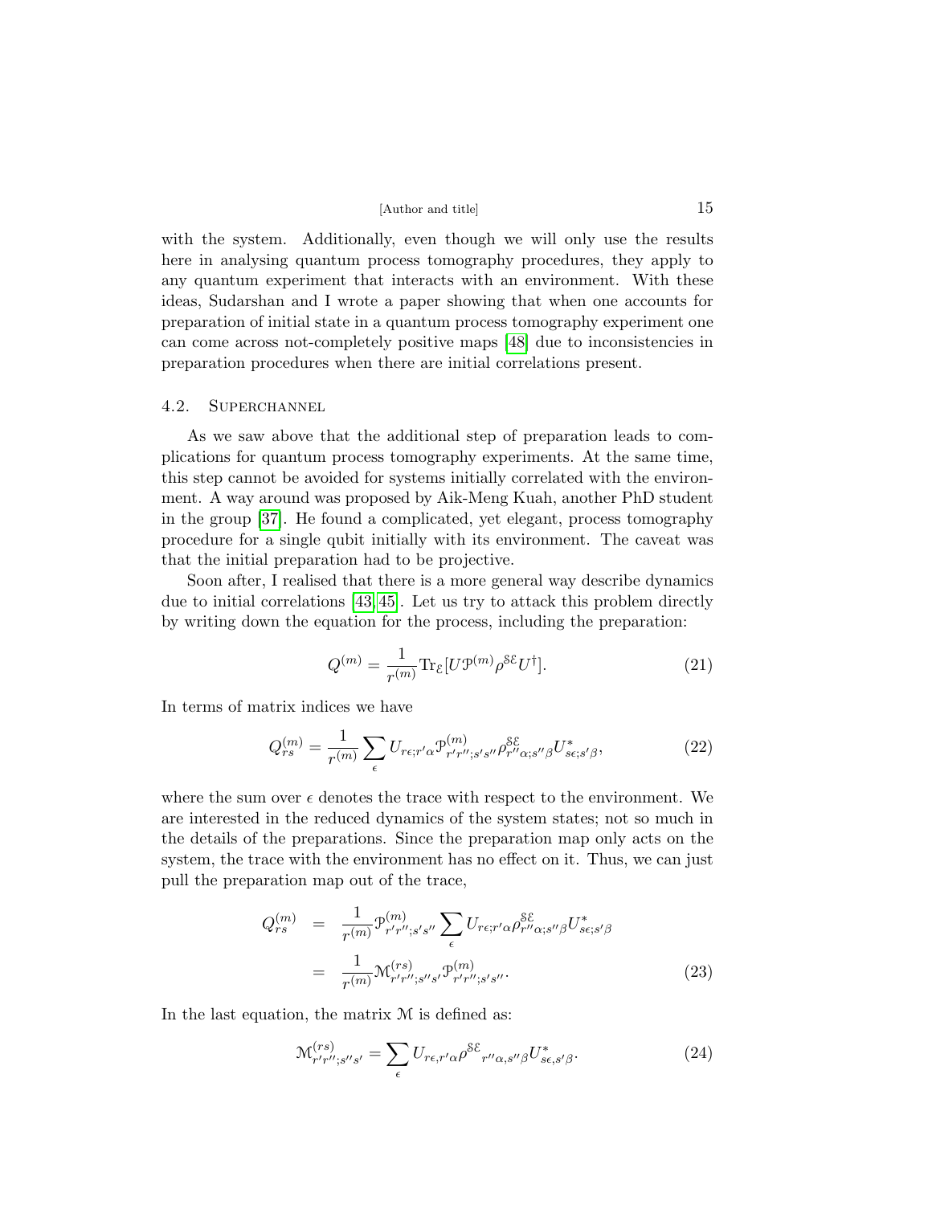with the system. Additionally, even though we will only use the results here in analysing quantum process tomography procedures, they apply to any quantum experiment that interacts with an environment. With these ideas, Sudarshan and I wrote a paper showing that when one accounts for preparation of initial state in a quantum process tomography experiment one can come across not-completely positive maps [48] due to inconsistencies in preparation procedures when there are initial correlations present.

### 4.2. Superchannel

As we saw above that the additional step of preparation leads to complications for quantum process tomography experiments. At the same time, this step cannot be avoided for systems initially correlated with the environment. A way around was proposed by Aik-Meng Kuah, another PhD student in the group [37]. He found a complicated, yet elegant, process tomography procedure for a single qubit initially with its environment. The caveat was that the initial preparation had to be projective.

Soon after, I realised that there is a more general way describe dynamics due to initial correlations [43, 45]. Let us try to attack this problem directly by writing down the equation for the process, including the preparation:

$$Q^{(m)} = \frac{1}{r^{(m)}} \mathrm{Tr}_{\mathcal{E}}[U \mathcal{P}^{(m)} \rho^{\mathcal{SE}} U^{\dagger}]. \tag{21}$$

In terms of matrix indices we have

$$Q^{(m)}_{rs} = \frac{1}{r^{(m)}} \sum_{\epsilon} U_{r\epsilon;r'\alpha} \mathcal{P}^{(m)}_{r'r'';s's''} \rho^{\mathcal{SE}}_{r''\alpha;s''\beta} U^{*}_{s\epsilon;s'\beta}, \tag{22}$$

where the sum over $\epsilon$ denotes the trace with respect to the environment. We are interested in the reduced dynamics of the system states; not so much in the details of the preparations. Since the preparation map only acts on the system, the trace with the environment has no effect on it. Thus, we can just pull the preparation map out of the trace,

$$\begin{aligned} Q^{(m)}_{rs} &= \frac{1}{r^{(m)}} \mathcal{P}^{(m)}_{r'r'';s's''} \sum_{\epsilon} U_{r\epsilon;r'\alpha} \rho^{\mathcal{SE}}_{r''\alpha;s''\beta} U^{*}_{s\epsilon;s'\beta} \\ &= \frac{1}{r^{(m)}} \mathcal{M}^{(rs)}_{r'r'';s''s'} \mathcal{P}^{(m)}_{r'r'';s's''}. \end{aligned} \tag{23}$$

In the last equation, the matrix $\mathcal{M}$ is defined as:

$$\mathcal{M}^{(rs)}_{r'r'';s''s'} = \sum_{\epsilon} U_{r\epsilon,r'\alpha} \rho^{\mathcal{SE}}{}_{r''\alpha,s''\beta} U^{*}_{s\epsilon,s'\beta}. \tag{24}$$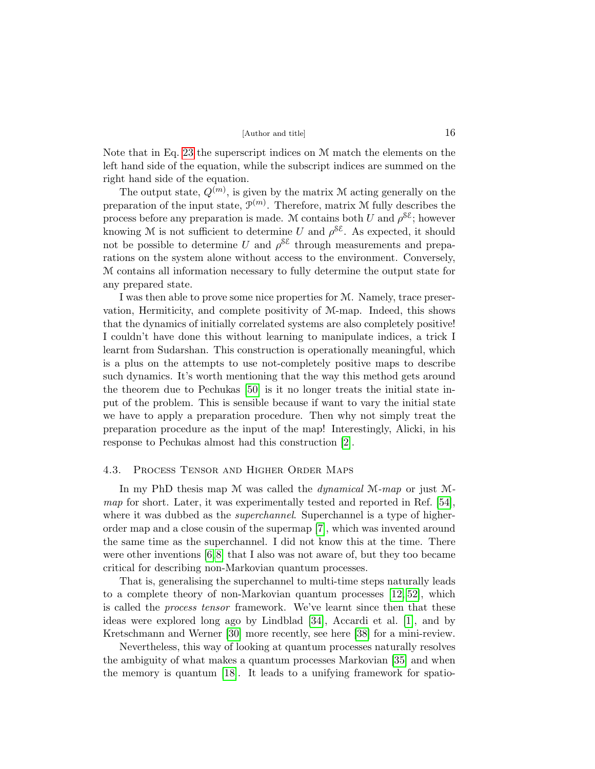Note that in Eq. 23 the superscript indices on $\mathcal{M}$ match the elements on the left hand side of the equation, while the subscript indices are summed on the right hand side of the equation.

The output state, $Q^{(m)}$, is given by the matrix $\mathcal{M}$ acting generally on the preparation of the input state, $\mathcal{P}^{(m)}$. Therefore, matrix $\mathcal{M}$ fully describes the process before any preparation is made. $\mathcal{M}$ contains both $U$ and $\rho^{\mathcal{SE}}$; however knowing $\mathcal{M}$ is not sufficient to determine $U$ and $\rho^{\mathcal{SE}}$. As expected, it should not be possible to determine $U$ and $\rho^{\mathcal{SE}}$ through measurements and preparations on the system alone without access to the environment. Conversely, $\mathcal{M}$ contains all information necessary to fully determine the output state for any prepared state.

I was then able to prove some nice properties for $\mathcal{M}$. Namely, trace preservation, Hermiticity, and complete positivity of $\mathcal{M}$-map. Indeed, this shows that the dynamics of initially correlated systems are also completely positive! I couldn't have done this without learning to manipulate indices, a trick I learnt from Sudarshan. This construction is operationally meaningful, which is a plus on the attempts to use not-completely positive maps to describe such dynamics. It's worth mentioning that the way this method gets around the theorem due to Pechukas [50] is it no longer treats the initial state input of the problem. This is sensible because if want to vary the initial state we have to apply a preparation procedure. Then why not simply treat the preparation procedure as the input of the map! Interestingly, Alicki, in his response to Pechukas almost had this construction [2].

### 4.3. Process Tensor and Higher Order Maps

In my PhD thesis map $\mathcal{M}$ was called the *dynamical* $\mathcal{M}$*-map* or just $\mathcal{M}$*-map* for short. Later, it was experimentally tested and reported in Ref. [54], where it was dubbed as the *superchannel*. Superchannel is a type of higher-order map and a close cousin of the supermap [7], which was invented around the same time as the superchannel. I did not know this at the time. There were other inventions [6,8] that I also was not aware of, but they too became critical for describing non-Markovian quantum processes.

That is, generalising the superchannel to multi-time steps naturally leads to a complete theory of non-Markovian quantum processes [12,52], which is called the *process tensor* framework. We've learnt since then that these ideas were explored long ago by Lindblad [34], Accardi et al. [1], and by Kretschmann and Werner [30] more recently, see here [38] for a mini-review.

Nevertheless, this way of looking at quantum processes naturally resolves the ambiguity of what makes a quantum processes Markovian [35] and when the memory is quantum [18]. It leads to a unifying framework for spatio-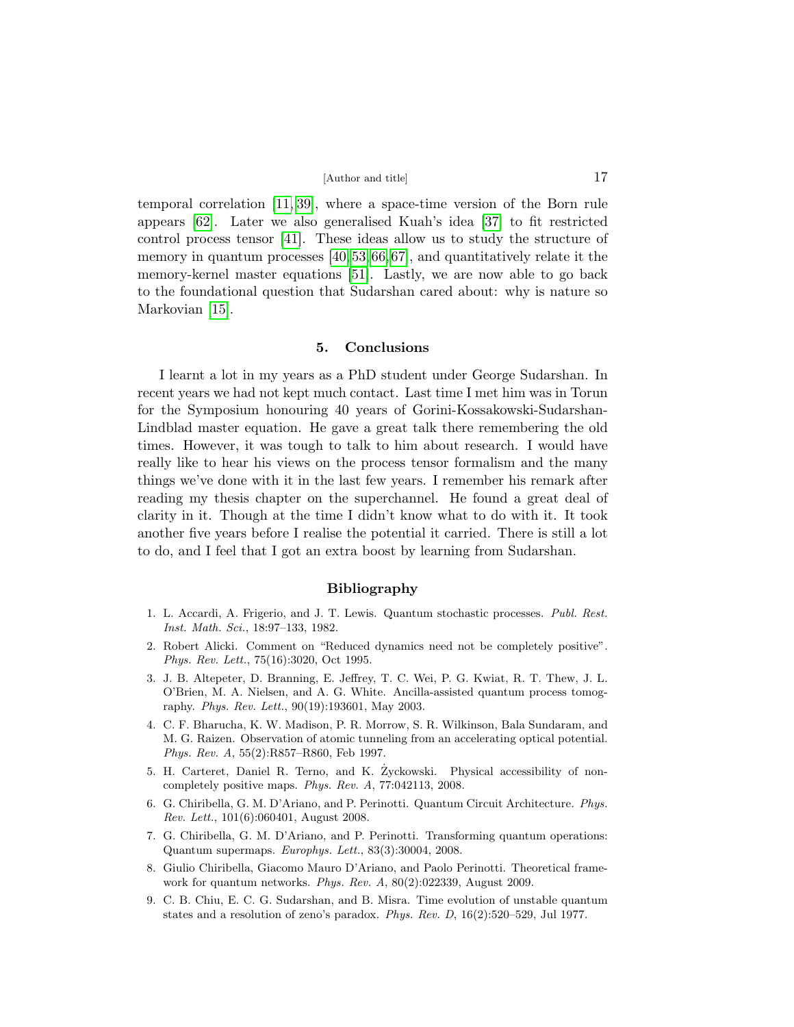temporal correlation [11, 39], where a space-time version of the Born rule appears [62]. Later we also generalised Kuah's idea [37] to fit restricted control process tensor [41]. These ideas allow us to study the structure of memory in quantum processes [40, 53, 66, 67], and quantitatively relate it the memory-kernel master equations [51]. Lastly, we are now able to go back to the foundational question that Sudarshan cared about: why is nature so Markovian [15].

## 5. Conclusions

I learnt a lot in my years as a PhD student under George Sudarshan. In recent years we had not kept much contact. Last time I met him was in Torun for the Symposium honouring 40 years of Gorini-Kossakowski-Sudarshan-Lindblad master equation. He gave a great talk there remembering the old times. However, it was tough to talk to him about research. I would have really like to hear his views on the process tensor formalism and the many things we've done with it in the last few years. I remember his remark after reading my thesis chapter on the superchannel. He found a great deal of clarity in it. Though at the time I didn't know what to do with it. It took another five years before I realise the potential it carried. There is still a lot to do, and I feel that I got an extra boost by learning from Sudarshan.

## Bibliography

1. L. Accardi, A. Frigerio, and J. T. Lewis. Quantum stochastic processes. *Publ. Rest. Inst. Math. Sci.*, 18:97–133, 1982.
2. Robert Alicki. Comment on "Reduced dynamics need not be completely positive". *Phys. Rev. Lett.*, 75(16):3020, Oct 1995.
3. J. B. Altepeter, D. Branning, E. Jeffrey, T. C. Wei, P. G. Kwiat, R. T. Thew, J. L. O'Brien, M. A. Nielsen, and A. G. White. Ancilla-assisted quantum process tomography. *Phys. Rev. Lett.*, 90(19):193601, May 2003.
4. C. F. Bharucha, K. W. Madison, P. R. Morrow, S. R. Wilkinson, Bala Sundaram, and M. G. Raizen. Observation of atomic tunneling from an accelerating optical potential. *Phys. Rev. A*, 55(2):R857–R860, Feb 1997.
5. H. Carteret, Daniel R. Terno, and K. Życzkowski. Physical accessibility of non-completely positive maps. *Phys. Rev. A*, 77:042113, 2008.
6. G. Chiribella, G. M. D'Ariano, and P. Perinotti. Quantum Circuit Architecture. *Phys. Rev. Lett.*, 101(6):060401, August 2008.
7. G. Chiribella, G. M. D'Ariano, and P. Perinotti. Transforming quantum operations: Quantum supermaps. *Europhys. Lett.*, 83(3):30004, 2008.
8. Giulio Chiribella, Giacomo Mauro D'Ariano, and Paolo Perinotti. Theoretical framework for quantum networks. *Phys. Rev. A*, 80(2):022339, August 2009.
9. C. B. Chiu, E. C. G. Sudarshan, and B. Misra. Time evolution of unstable quantum states and a resolution of zeno's paradox. *Phys. Rev. D*, 16(2):520–529, Jul 1977.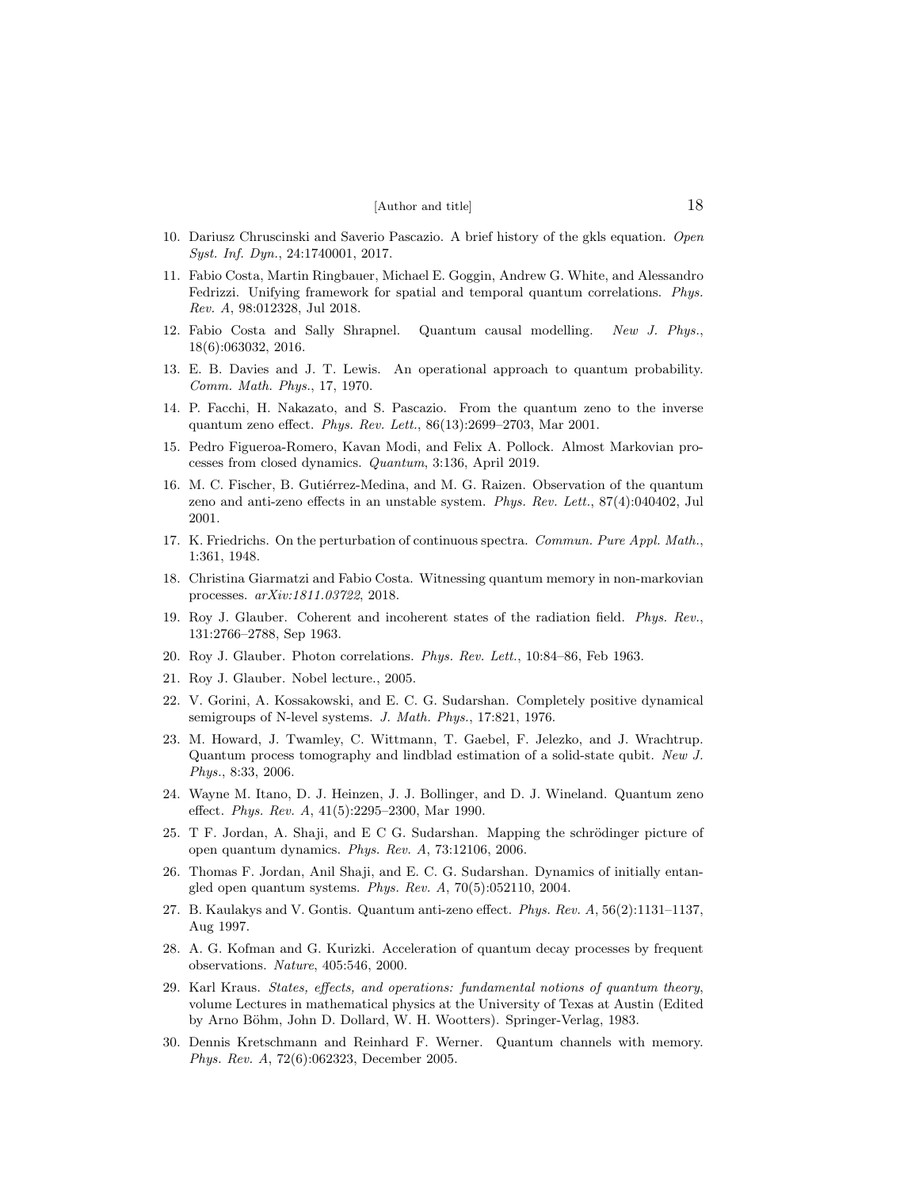10. Dariusz Chruscinski and Saverio Pascazio. A brief history of the gkls equation. *Open Syst. Inf. Dyn.*, 24:1740001, 2017.
11. Fabio Costa, Martin Ringbauer, Michael E. Goggin, Andrew G. White, and Alessandro Fedrizzi. Unifying framework for spatial and temporal quantum correlations. *Phys. Rev. A*, 98:012328, Jul 2018.
12. Fabio Costa and Sally Shrapnel. Quantum causal modelling. *New J. Phys.*, 18(6):063032, 2016.
13. E. B. Davies and J. T. Lewis. An operational approach to quantum probability. *Comm. Math. Phys.*, 17, 1970.
14. P. Facchi, H. Nakazato, and S. Pascazio. From the quantum zeno to the inverse quantum zeno effect. *Phys. Rev. Lett.*, 86(13):2699–2703, Mar 2001.
15. Pedro Figueroa-Romero, Kavan Modi, and Felix A. Pollock. Almost Markovian processes from closed dynamics. *Quantum*, 3:136, April 2019.
16. M. C. Fischer, B. Gutiérrez-Medina, and M. G. Raizen. Observation of the quantum zeno and anti-zeno effects in an unstable system. *Phys. Rev. Lett.*, 87(4):040402, Jul 2001.
17. K. Friedrichs. On the perturbation of continuous spectra. *Commun. Pure Appl. Math.*, 1:361, 1948.
18. Christina Giarmatzi and Fabio Costa. Witnessing quantum memory in non-markovian processes. *arXiv:1811.03722*, 2018.
19. Roy J. Glauber. Coherent and incoherent states of the radiation field. *Phys. Rev.*, 131:2766–2788, Sep 1963.
20. Roy J. Glauber. Photon correlations. *Phys. Rev. Lett.*, 10:84–86, Feb 1963.
21. Roy J. Glauber. Nobel lecture., 2005.
22. V. Gorini, A. Kossakowski, and E. C. G. Sudarshan. Completely positive dynamical semigroups of N-level systems. *J. Math. Phys.*, 17:821, 1976.
23. M. Howard, J. Twamley, C. Wittmann, T. Gaebel, F. Jelezko, and J. Wrachtrup. Quantum process tomography and lindblad estimation of a solid-state qubit. *New J. Phys.*, 8:33, 2006.
24. Wayne M. Itano, D. J. Heinzen, J. J. Bollinger, and D. J. Wineland. Quantum zeno effect. *Phys. Rev. A*, 41(5):2295–2300, Mar 1990.
25. T F. Jordan, A. Shaji, and E C G. Sudarshan. Mapping the schrödinger picture of open quantum dynamics. *Phys. Rev. A*, 73:12106, 2006.
26. Thomas F. Jordan, Anil Shaji, and E. C. G. Sudarshan. Dynamics of initially entangled open quantum systems. *Phys. Rev. A*, 70(5):052110, 2004.
27. B. Kaulakys and V. Gontis. Quantum anti-zeno effect. *Phys. Rev. A*, 56(2):1131–1137, Aug 1997.
28. A. G. Kofman and G. Kurizki. Acceleration of quantum decay processes by frequent observations. *Nature*, 405:546, 2000.
29. Karl Kraus. *States, effects, and operations: fundamental notions of quantum theory*, volume Lectures in mathematical physics at the University of Texas at Austin (Edited by Arno Böhm, John D. Dollard, W. H. Wootters). Springer-Verlag, 1983.
30. Dennis Kretschmann and Reinhard F. Werner. Quantum channels with memory. *Phys. Rev. A*, 72(6):062323, December 2005.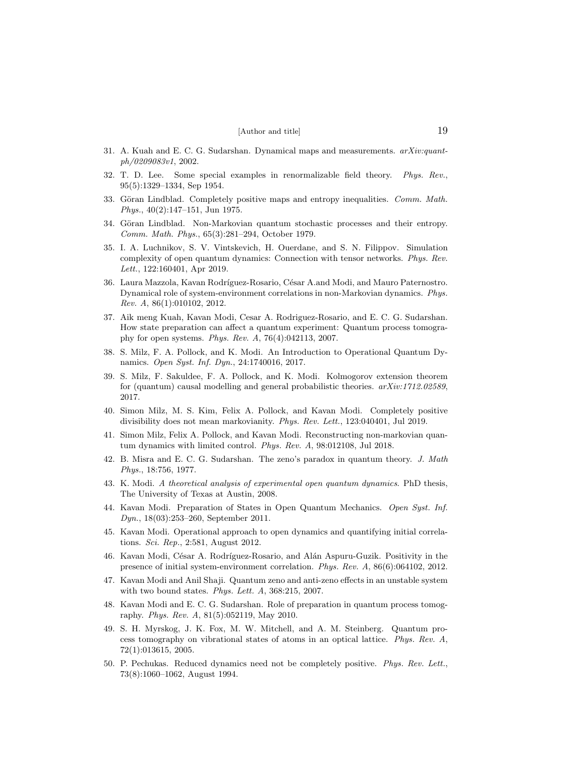31. A. Kuah and E. C. G. Sudarshan. Dynamical maps and measurements. *arXiv:quant-ph/0209083v1*, 2002.
32. T. D. Lee. Some special examples in renormalizable field theory. *Phys. Rev.*, 95(5):1329–1334, Sep 1954.
33. Göran Lindblad. Completely positive maps and entropy inequalities. *Comm. Math. Phys.*, 40(2):147–151, Jun 1975.
34. Göran Lindblad. Non-Markovian quantum stochastic processes and their entropy. *Comm. Math. Phys.*, 65(3):281–294, October 1979.
35. I. A. Luchnikov, S. V. Vintskevich, H. Ouerdane, and S. N. Filippov. Simulation complexity of open quantum dynamics: Connection with tensor networks. *Phys. Rev. Lett.*, 122:160401, Apr 2019.
36. Laura Mazzola, Kavan Rodríguez-Rosario, César A.and Modi, and Mauro Paternostro. Dynamical role of system-environment correlations in non-Markovian dynamics. *Phys. Rev. A*, 86(1):010102, 2012.
37. Aik meng Kuah, Kavan Modi, Cesar A. Rodriguez-Rosario, and E. C. G. Sudarshan. How state preparation can affect a quantum experiment: Quantum process tomography for open systems. *Phys. Rev. A*, 76(4):042113, 2007.
38. S. Milz, F. A. Pollock, and K. Modi. An Introduction to Operational Quantum Dynamics. *Open Syst. Inf. Dyn.*, 24:1740016, 2017.
39. S. Milz, F. Sakuldee, F. A. Pollock, and K. Modi. Kolmogorov extension theorem for (quantum) causal modelling and general probabilistic theories. *arXiv:1712.02589*, 2017.
40. Simon Milz, M. S. Kim, Felix A. Pollock, and Kavan Modi. Completely positive divisibility does not mean markovianity. *Phys. Rev. Lett.*, 123:040401, Jul 2019.
41. Simon Milz, Felix A. Pollock, and Kavan Modi. Reconstructing non-markovian quantum dynamics with limited control. *Phys. Rev. A*, 98:012108, Jul 2018.
42. B. Misra and E. C. G. Sudarshan. The zeno's paradox in quantum theory. *J. Math Phys.*, 18:756, 1977.
43. K. Modi. *A theoretical analysis of experimental open quantum dynamics*. PhD thesis, The University of Texas at Austin, 2008.
44. Kavan Modi. Preparation of States in Open Quantum Mechanics. *Open Syst. Inf. Dyn.*, 18(03):253–260, September 2011.
45. Kavan Modi. Operational approach to open dynamics and quantifying initial correlations. *Sci. Rep.*, 2:581, August 2012.
46. Kavan Modi, César A. Rodríguez-Rosario, and Alán Aspuru-Guzik. Positivity in the presence of initial system-environment correlation. *Phys. Rev. A*, 86(6):064102, 2012.
47. Kavan Modi and Anil Shaji. Quantum zeno and anti-zeno effects in an unstable system with two bound states. *Phys. Lett. A*, 368:215, 2007.
48. Kavan Modi and E. C. G. Sudarshan. Role of preparation in quantum process tomography. *Phys. Rev. A*, 81(5):052119, May 2010.
49. S. H. Myrskog, J. K. Fox, M. W. Mitchell, and A. M. Steinberg. Quantum process tomography on vibrational states of atoms in an optical lattice. *Phys. Rev. A*, 72(1):013615, 2005.
50. P. Pechukas. Reduced dynamics need not be completely positive. *Phys. Rev. Lett.*, 73(8):1060–1062, August 1994.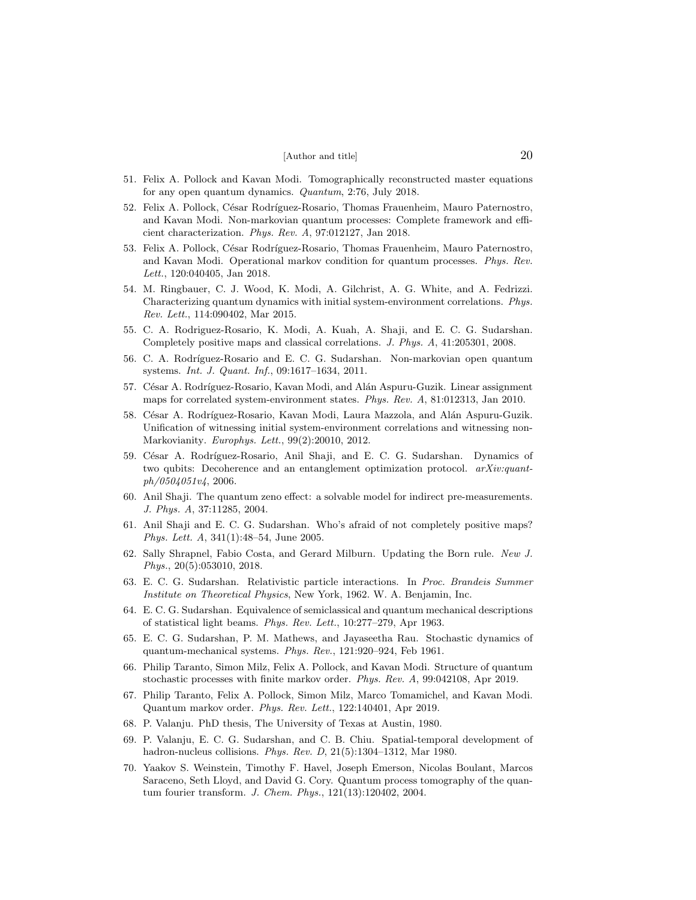51. Felix A. Pollock and Kavan Modi. Tomographically reconstructed master equations for any open quantum dynamics. *Quantum*, 2:76, July 2018.
52. Felix A. Pollock, César Rodríguez-Rosario, Thomas Frauenheim, Mauro Paternostro, and Kavan Modi. Non-markovian quantum processes: Complete framework and efficient characterization. *Phys. Rev. A*, 97:012127, Jan 2018.
53. Felix A. Pollock, César Rodríguez-Rosario, Thomas Frauenheim, Mauro Paternostro, and Kavan Modi. Operational markov condition for quantum processes. *Phys. Rev. Lett.*, 120:040405, Jan 2018.
54. M. Ringbauer, C. J. Wood, K. Modi, A. Gilchrist, A. G. White, and A. Fedrizzi. Characterizing quantum dynamics with initial system-environment correlations. *Phys. Rev. Lett.*, 114:090402, Mar 2015.
55. C. A. Rodriguez-Rosario, K. Modi, A. Kuah, A. Shaji, and E. C. G. Sudarshan. Completely positive maps and classical correlations. *J. Phys. A*, 41:205301, 2008.
56. C. A. Rodríguez-Rosario and E. C. G. Sudarshan. Non-markovian open quantum systems. *Int. J. Quant. Inf.*, 09:1617–1634, 2011.
57. César A. Rodríguez-Rosario, Kavan Modi, and Alán Aspuru-Guzik. Linear assignment maps for correlated system-environment states. *Phys. Rev. A*, 81:012313, Jan 2010.
58. César A. Rodríguez-Rosario, Kavan Modi, Laura Mazzola, and Alán Aspuru-Guzik. Unification of witnessing initial system-environment correlations and witnessing non-Markovianity. *Europhys. Lett.*, 99(2):20010, 2012.
59. César A. Rodríguez-Rosario, Anil Shaji, and E. C. G. Sudarshan. Dynamics of two qubits: Decoherence and an entanglement optimization protocol. *arXiv:quant-ph/0504051v4*, 2006.
60. Anil Shaji. The quantum zeno effect: a solvable model for indirect pre-measurements. *J. Phys. A*, 37:11285, 2004.
61. Anil Shaji and E. C. G. Sudarshan. Who's afraid of not completely positive maps? *Phys. Lett. A*, 341(1):48–54, June 2005.
62. Sally Shrapnel, Fabio Costa, and Gerard Milburn. Updating the Born rule. *New J. Phys.*, 20(5):053010, 2018.
63. E. C. G. Sudarshan. Relativistic particle interactions. In *Proc. Brandeis Summer Institute on Theoretical Physics*, New York, 1962. W. A. Benjamin, Inc.
64. E. C. G. Sudarshan. Equivalence of semiclassical and quantum mechanical descriptions of statistical light beams. *Phys. Rev. Lett.*, 10:277–279, Apr 1963.
65. E. C. G. Sudarshan, P. M. Mathews, and Jayaseetha Rau. Stochastic dynamics of quantum-mechanical systems. *Phys. Rev.*, 121:920–924, Feb 1961.
66. Philip Taranto, Simon Milz, Felix A. Pollock, and Kavan Modi. Structure of quantum stochastic processes with finite markov order. *Phys. Rev. A*, 99:042108, Apr 2019.
67. Philip Taranto, Felix A. Pollock, Simon Milz, Marco Tomamichel, and Kavan Modi. Quantum markov order. *Phys. Rev. Lett.*, 122:140401, Apr 2019.
68. P. Valanju. PhD thesis, The University of Texas at Austin, 1980.
69. P. Valanju, E. C. G. Sudarshan, and C. B. Chiu. Spatial-temporal development of hadron-nucleus collisions. *Phys. Rev. D*, 21(5):1304–1312, Mar 1980.
70. Yaakov S. Weinstein, Timothy F. Havel, Joseph Emerson, Nicolas Boulant, Marcos Saraceno, Seth Lloyd, and David G. Cory. Quantum process tomography of the quantum fourier transform. *J. Chem. Phys.*, 121(13):120402, 2004.